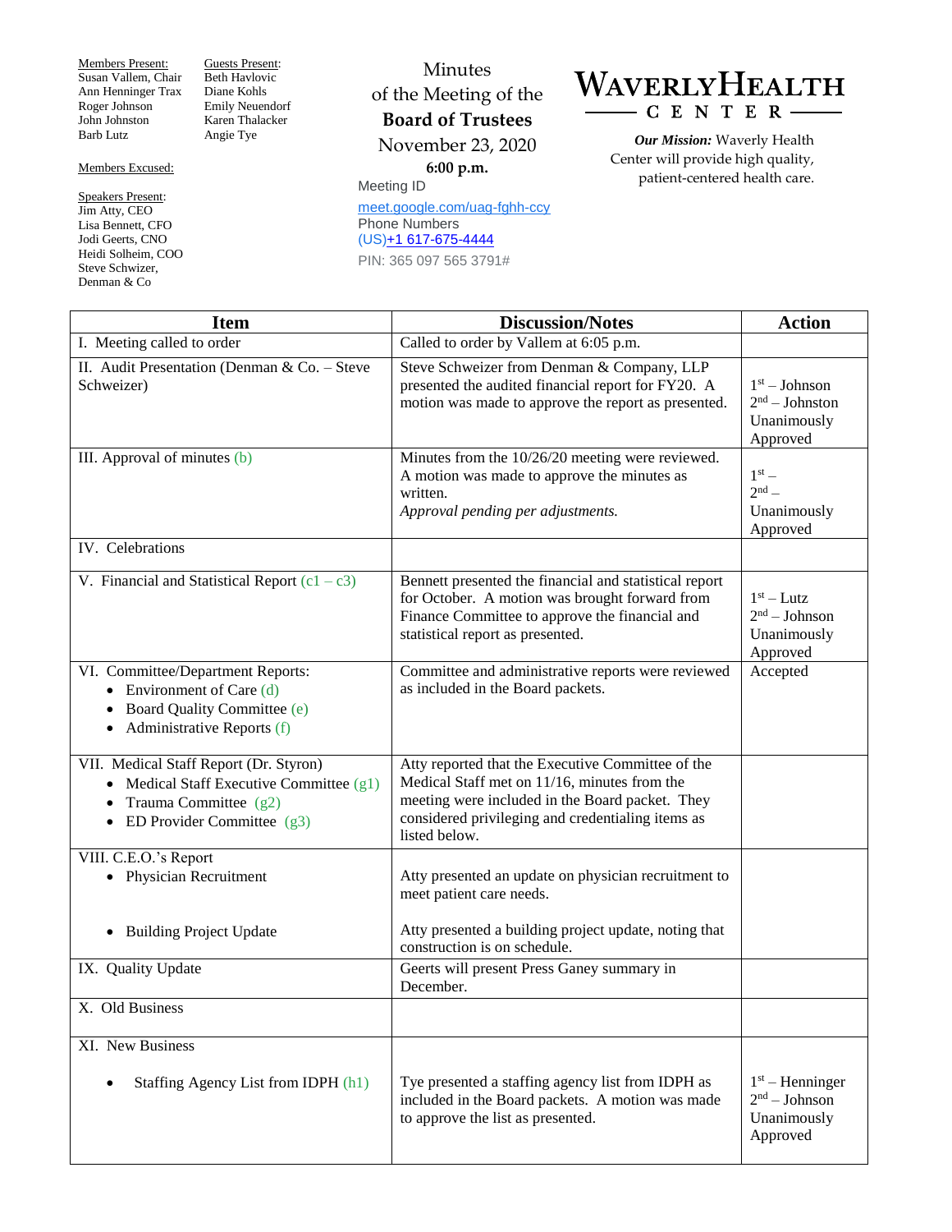Members Present:
Susan Vallem, Chair
Ann Henninger Trax
Roger Johnson
John Johnston
Barb Lutz

Members Excused:

Speakers Present:
Jim Atty, CEO
Lisa Bennett, CFO
Jodi Geerts, CNO
Heidi Solheim, COO
Steve Schwizer, Denman & Co

Guests Present:
Beth Havlovic
Diane Kohls
Emily Neuendorf
Karen Thalacker
Angie Tye

Minutes
of the Meeting of the
**Board of Trustees**
November 23, 2020
**6:00 p.m.**
Meeting ID
meet.google.com/uag-fghh-ccy
Phone Numbers
(US)+1 617-675-4444
PIN: 365 097 565 3791#

# WAVERLYHEALTH CENTER

***Our Mission:*** Waverly Health Center will provide high quality, patient-centered health care.

| Item | Discussion/Notes | Action |
|---|---|---|
| I. Meeting called to order | Called to order by Vallem at 6:05 p.m. | |
| II. Audit Presentation (Denman & Co. – Steve Schweizer) | Steve Schweizer from Denman & Company, LLP presented the audited financial report for FY20. A motion was made to approve the report as presented. | 1st – Johnson<br>2nd – Johnston<br>Unanimously Approved |
| III. Approval of minutes (b) | Minutes from the 10/26/20 meeting were reviewed. A motion was made to approve the minutes as written.<br>*Approval pending per adjustments.* | 1st –<br>2nd –<br>Unanimously Approved |
| IV. Celebrations | | |
| V. Financial and Statistical Report (c1 – c3) | Bennett presented the financial and statistical report for October. A motion was brought forward from Finance Committee to approve the financial and statistical report as presented. | 1st – Lutz<br>2nd – Johnson<br>Unanimously Approved |
| VI. Committee/Department Reports:<br>• Environment of Care (d)<br>• Board Quality Committee (e)<br>• Administrative Reports (f) | Committee and administrative reports were reviewed as included in the Board packets. | Accepted |
| VII. Medical Staff Report (Dr. Styron)<br>• Medical Staff Executive Committee (g1)<br>• Trauma Committee (g2)<br>• ED Provider Committee (g3) | Atty reported that the Executive Committee of the Medical Staff met on 11/16, minutes from the meeting were included in the Board packet. They considered privileging and credentialing items as listed below. | |
| VIII. C.E.O.'s Report<br>• Physician Recruitment<br>• Building Project Update | Atty presented an update on physician recruitment to meet patient care needs.<br>Atty presented a building project update, noting that construction is on schedule. | |
| IX. Quality Update | Geerts will present Press Ganey summary in December. | |
| X. Old Business | | |
| XI. New Business<br>• Staffing Agency List from IDPH (h1) | Tye presented a staffing agency list from IDPH as included in the Board packets. A motion was made to approve the list as presented. | 1st – Henninger<br>2nd – Johnson<br>Unanimously Approved |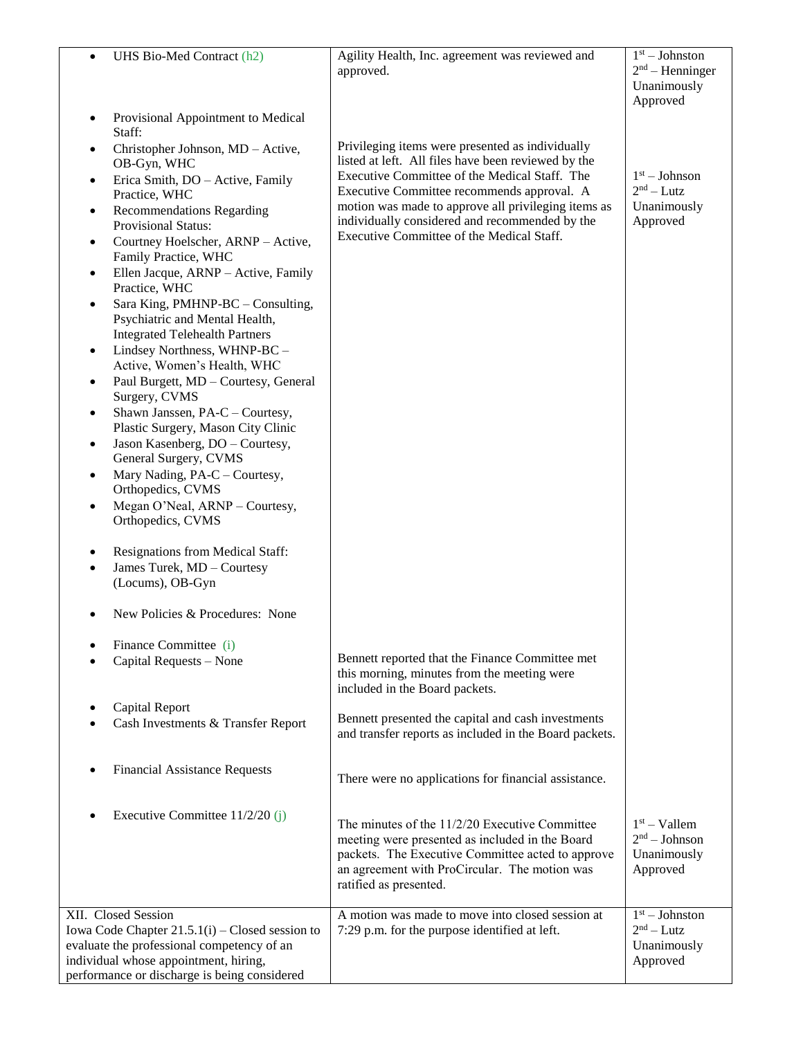| | | |
|---|---|---|
| • UHS Bio-Med Contract (h2) | Agility Health, Inc. agreement was reviewed and approved. | 1st – Johnston<br>2nd – Henninger<br>Unanimously Approved |
| • Provisional Appointment to Medical Staff:<br>• Christopher Johnson, MD – Active, OB-Gyn, WHC<br>• Erica Smith, DO – Active, Family Practice, WHC<br>• Recommendations Regarding Provisional Status:<br>• Courtney Hoelscher, ARNP – Active, Family Practice, WHC<br>• Ellen Jacque, ARNP – Active, Family Practice, WHC<br>• Sara King, PMHNP-BC – Consulting, Psychiatric and Mental Health, Integrated Telehealth Partners<br>• Lindsey Northness, WHNP-BC – Active, Women's Health, WHC<br>• Paul Burgett, MD – Courtesy, General Surgery, CVMS<br>• Shawn Janssen, PA-C – Courtesy, Plastic Surgery, Mason City Clinic<br>• Jason Kasenberg, DO – Courtesy, General Surgery, CVMS<br>• Mary Nading, PA-C – Courtesy, Orthopedics, CVMS<br>• Megan O'Neal, ARNP – Courtesy, Orthopedics, CVMS<br><br>• Resignations from Medical Staff:<br>• James Turek, MD – Courtesy (Locums), OB-Gyn<br><br>• New Policies & Procedures: None | Privileging items were presented as individually listed at left. All files have been reviewed by the Executive Committee of the Medical Staff. The Executive Committee recommends approval. A motion was made to approve all privileging items as individually considered and recommended by the Executive Committee of the Medical Staff. | 1st – Johnson<br>2nd – Lutz<br>Unanimously Approved |
| • Finance Committee (i)<br>• Capital Requests – None | Bennett reported that the Finance Committee met this morning, minutes from the meeting were included in the Board packets. | |
| • Capital Report<br>• Cash Investments & Transfer Report | Bennett presented the capital and cash investments and transfer reports as included in the Board packets. | |
| • Financial Assistance Requests | There were no applications for financial assistance. | |
| • Executive Committee 11/2/20 (j) | The minutes of the 11/2/20 Executive Committee meeting were presented as included in the Board packets. The Executive Committee acted to approve an agreement with ProCircular. The motion was ratified as presented. | 1st – Vallem<br>2nd – Johnson<br>Unanimously Approved |
| XII. Closed Session<br>Iowa Code Chapter 21.5.1(i) – Closed session to evaluate the professional competency of an individual whose appointment, hiring, performance or discharge is being considered | A motion was made to move into closed session at 7:29 p.m. for the purpose identified at left. | 1st – Johnston<br>2nd – Lutz<br>Unanimously Approved |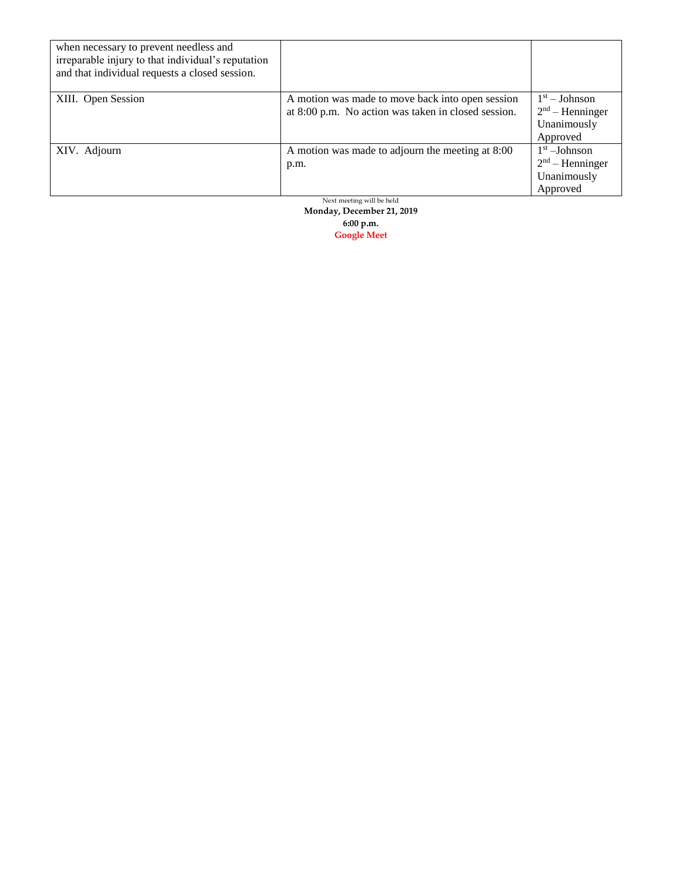| | | |
|---|---|---|
| when necessary to prevent needless and irreparable injury to that individual's reputation and that individual requests a closed session. | | |
| XIII. Open Session | A motion was made to move back into open session at 8:00 p.m. No action was taken in closed session. | 1st – Johnson<br>2nd – Henninger<br>Unanimously Approved |
| XIV. Adjourn | A motion was made to adjourn the meeting at 8:00 p.m. | 1st –Johnson<br>2nd – Henninger<br>Unanimously Approved |

Next meeting will be held

**Monday, December 21, 2019**

**6:00 p.m.**

**Google Meet**